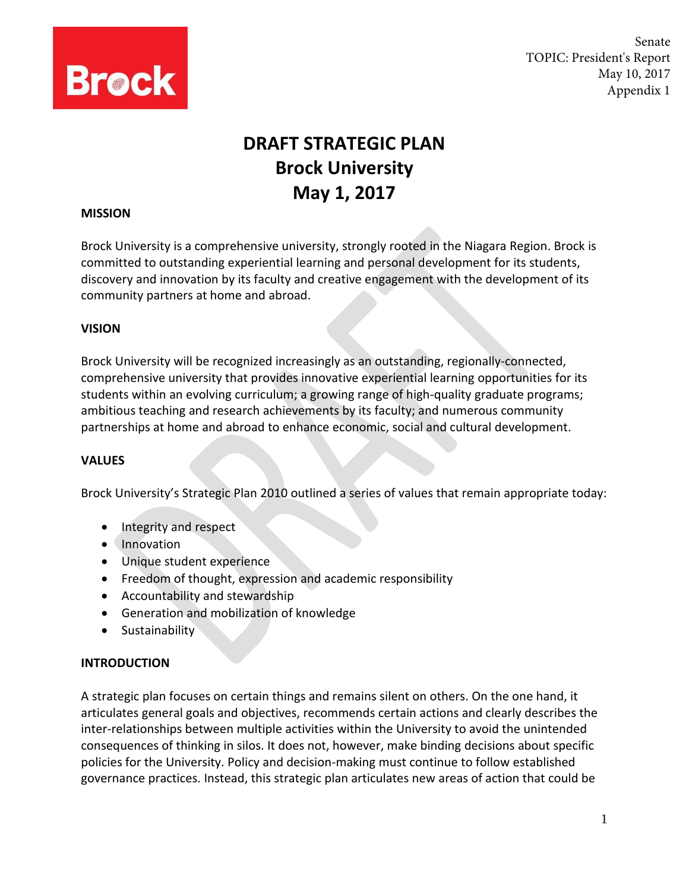Senate
TOPIC: President's Report
May 10, 2017
Appendix 1

# DRAFT STRATEGIC PLAN
# Brock University
# May 1, 2017

## MISSION

Brock University is a comprehensive university, strongly rooted in the Niagara Region. Brock is committed to outstanding experiential learning and personal development for its students, discovery and innovation by its faculty and creative engagement with the development of its community partners at home and abroad.

## VISION

Brock University will be recognized increasingly as an outstanding, regionally-connected, comprehensive university that provides innovative experiential learning opportunities for its students within an evolving curriculum; a growing range of high-quality graduate programs; ambitious teaching and research achievements by its faculty; and numerous community partnerships at home and abroad to enhance economic, social and cultural development.

## VALUES

Brock University's Strategic Plan 2010 outlined a series of values that remain appropriate today:

- Integrity and respect
- Innovation
- Unique student experience
- Freedom of thought, expression and academic responsibility
- Accountability and stewardship
- Generation and mobilization of knowledge
- Sustainability

## INTRODUCTION

A strategic plan focuses on certain things and remains silent on others. On the one hand, it articulates general goals and objectives, recommends certain actions and clearly describes the inter-relationships between multiple activities within the University to avoid the unintended consequences of thinking in silos. It does not, however, make binding decisions about specific policies for the University. Policy and decision-making must continue to follow established governance practices. Instead, this strategic plan articulates new areas of action that could be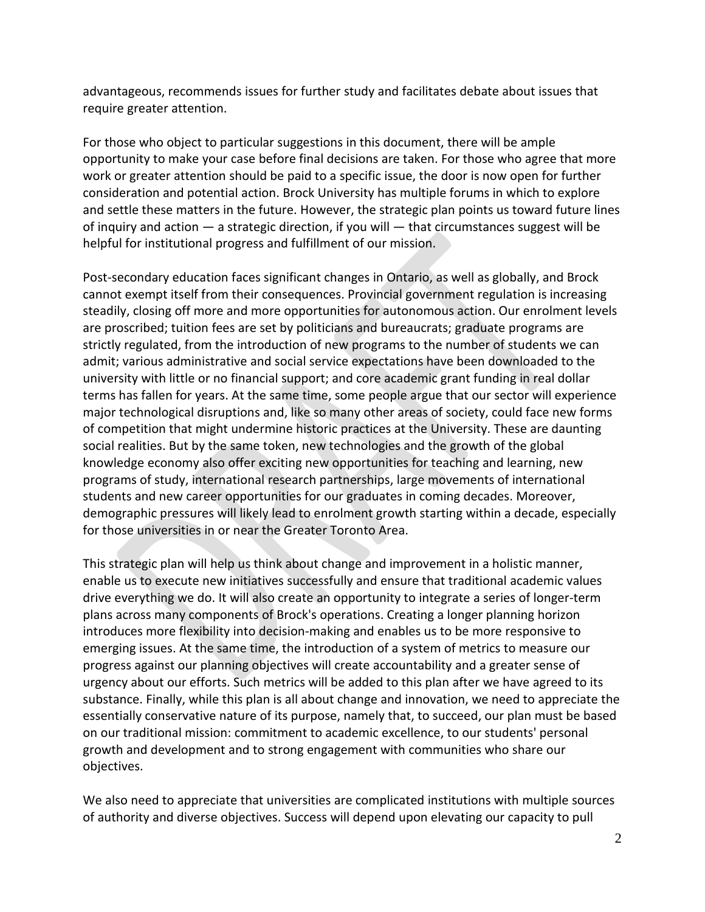advantageous, recommends issues for further study and facilitates debate about issues that require greater attention.

For those who object to particular suggestions in this document, there will be ample opportunity to make your case before final decisions are taken. For those who agree that more work or greater attention should be paid to a specific issue, the door is now open for further consideration and potential action. Brock University has multiple forums in which to explore and settle these matters in the future. However, the strategic plan points us toward future lines of inquiry and action — a strategic direction, if you will — that circumstances suggest will be helpful for institutional progress and fulfillment of our mission.

Post-secondary education faces significant changes in Ontario, as well as globally, and Brock cannot exempt itself from their consequences. Provincial government regulation is increasing steadily, closing off more and more opportunities for autonomous action. Our enrolment levels are proscribed; tuition fees are set by politicians and bureaucrats; graduate programs are strictly regulated, from the introduction of new programs to the number of students we can admit; various administrative and social service expectations have been downloaded to the university with little or no financial support; and core academic grant funding in real dollar terms has fallen for years. At the same time, some people argue that our sector will experience major technological disruptions and, like so many other areas of society, could face new forms of competition that might undermine historic practices at the University. These are daunting social realities. But by the same token, new technologies and the growth of the global knowledge economy also offer exciting new opportunities for teaching and learning, new programs of study, international research partnerships, large movements of international students and new career opportunities for our graduates in coming decades. Moreover, demographic pressures will likely lead to enrolment growth starting within a decade, especially for those universities in or near the Greater Toronto Area.

This strategic plan will help us think about change and improvement in a holistic manner, enable us to execute new initiatives successfully and ensure that traditional academic values drive everything we do. It will also create an opportunity to integrate a series of longer-term plans across many components of Brock's operations. Creating a longer planning horizon introduces more flexibility into decision-making and enables us to be more responsive to emerging issues. At the same time, the introduction of a system of metrics to measure our progress against our planning objectives will create accountability and a greater sense of urgency about our efforts. Such metrics will be added to this plan after we have agreed to its substance. Finally, while this plan is all about change and innovation, we need to appreciate the essentially conservative nature of its purpose, namely that, to succeed, our plan must be based on our traditional mission: commitment to academic excellence, to our students' personal growth and development and to strong engagement with communities who share our objectives.

We also need to appreciate that universities are complicated institutions with multiple sources of authority and diverse objectives. Success will depend upon elevating our capacity to pull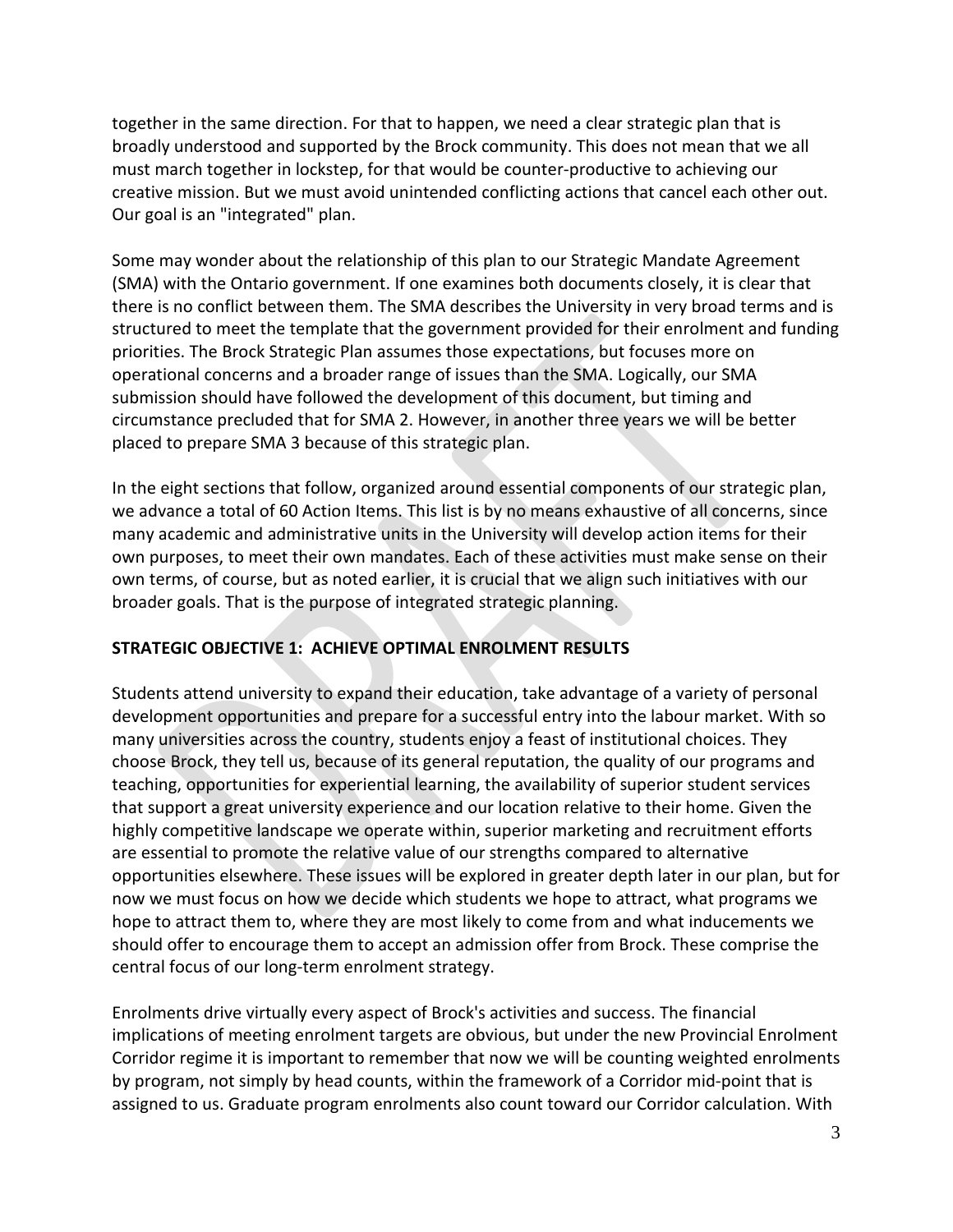together in the same direction. For that to happen, we need a clear strategic plan that is broadly understood and supported by the Brock community. This does not mean that we all must march together in lockstep, for that would be counter-productive to achieving our creative mission. But we must avoid unintended conflicting actions that cancel each other out. Our goal is an "integrated" plan.

Some may wonder about the relationship of this plan to our Strategic Mandate Agreement (SMA) with the Ontario government. If one examines both documents closely, it is clear that there is no conflict between them. The SMA describes the University in very broad terms and is structured to meet the template that the government provided for their enrolment and funding priorities. The Brock Strategic Plan assumes those expectations, but focuses more on operational concerns and a broader range of issues than the SMA. Logically, our SMA submission should have followed the development of this document, but timing and circumstance precluded that for SMA 2. However, in another three years we will be better placed to prepare SMA 3 because of this strategic plan.

In the eight sections that follow, organized around essential components of our strategic plan, we advance a total of 60 Action Items. This list is by no means exhaustive of all concerns, since many academic and administrative units in the University will develop action items for their own purposes, to meet their own mandates. Each of these activities must make sense on their own terms, of course, but as noted earlier, it is crucial that we align such initiatives with our broader goals. That is the purpose of integrated strategic planning.

## STRATEGIC OBJECTIVE 1: ACHIEVE OPTIMAL ENROLMENT RESULTS

Students attend university to expand their education, take advantage of a variety of personal development opportunities and prepare for a successful entry into the labour market. With so many universities across the country, students enjoy a feast of institutional choices. They choose Brock, they tell us, because of its general reputation, the quality of our programs and teaching, opportunities for experiential learning, the availability of superior student services that support a great university experience and our location relative to their home. Given the highly competitive landscape we operate within, superior marketing and recruitment efforts are essential to promote the relative value of our strengths compared to alternative opportunities elsewhere. These issues will be explored in greater depth later in our plan, but for now we must focus on how we decide which students we hope to attract, what programs we hope to attract them to, where they are most likely to come from and what inducements we should offer to encourage them to accept an admission offer from Brock. These comprise the central focus of our long-term enrolment strategy.

Enrolments drive virtually every aspect of Brock's activities and success. The financial implications of meeting enrolment targets are obvious, but under the new Provincial Enrolment Corridor regime it is important to remember that now we will be counting weighted enrolments by program, not simply by head counts, within the framework of a Corridor mid-point that is assigned to us. Graduate program enrolments also count toward our Corridor calculation. With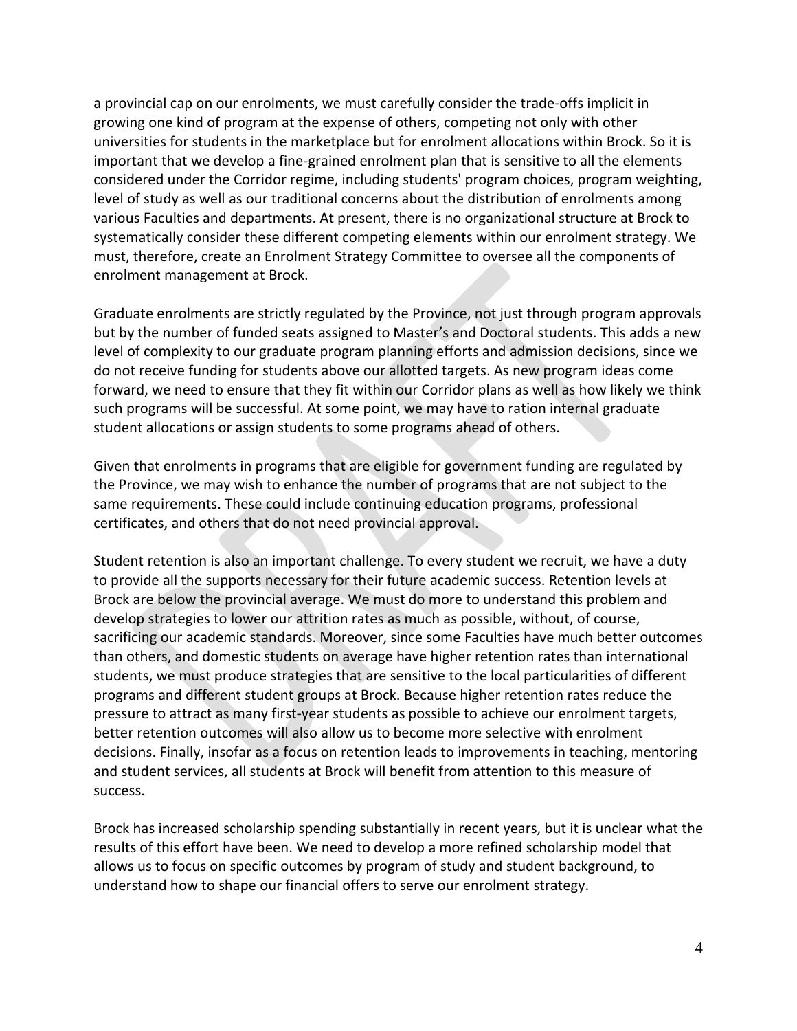a provincial cap on our enrolments, we must carefully consider the trade-offs implicit in growing one kind of program at the expense of others, competing not only with other universities for students in the marketplace but for enrolment allocations within Brock. So it is important that we develop a fine-grained enrolment plan that is sensitive to all the elements considered under the Corridor regime, including students' program choices, program weighting, level of study as well as our traditional concerns about the distribution of enrolments among various Faculties and departments. At present, there is no organizational structure at Brock to systematically consider these different competing elements within our enrolment strategy. We must, therefore, create an Enrolment Strategy Committee to oversee all the components of enrolment management at Brock.

Graduate enrolments are strictly regulated by the Province, not just through program approvals but by the number of funded seats assigned to Master's and Doctoral students. This adds a new level of complexity to our graduate program planning efforts and admission decisions, since we do not receive funding for students above our allotted targets. As new program ideas come forward, we need to ensure that they fit within our Corridor plans as well as how likely we think such programs will be successful. At some point, we may have to ration internal graduate student allocations or assign students to some programs ahead of others.

Given that enrolments in programs that are eligible for government funding are regulated by the Province, we may wish to enhance the number of programs that are not subject to the same requirements. These could include continuing education programs, professional certificates, and others that do not need provincial approval.

Student retention is also an important challenge. To every student we recruit, we have a duty to provide all the supports necessary for their future academic success. Retention levels at Brock are below the provincial average. We must do more to understand this problem and develop strategies to lower our attrition rates as much as possible, without, of course, sacrificing our academic standards. Moreover, since some Faculties have much better outcomes than others, and domestic students on average have higher retention rates than international students, we must produce strategies that are sensitive to the local particularities of different programs and different student groups at Brock. Because higher retention rates reduce the pressure to attract as many first-year students as possible to achieve our enrolment targets, better retention outcomes will also allow us to become more selective with enrolment decisions. Finally, insofar as a focus on retention leads to improvements in teaching, mentoring and student services, all students at Brock will benefit from attention to this measure of success.

Brock has increased scholarship spending substantially in recent years, but it is unclear what the results of this effort have been. We need to develop a more refined scholarship model that allows us to focus on specific outcomes by program of study and student background, to understand how to shape our financial offers to serve our enrolment strategy.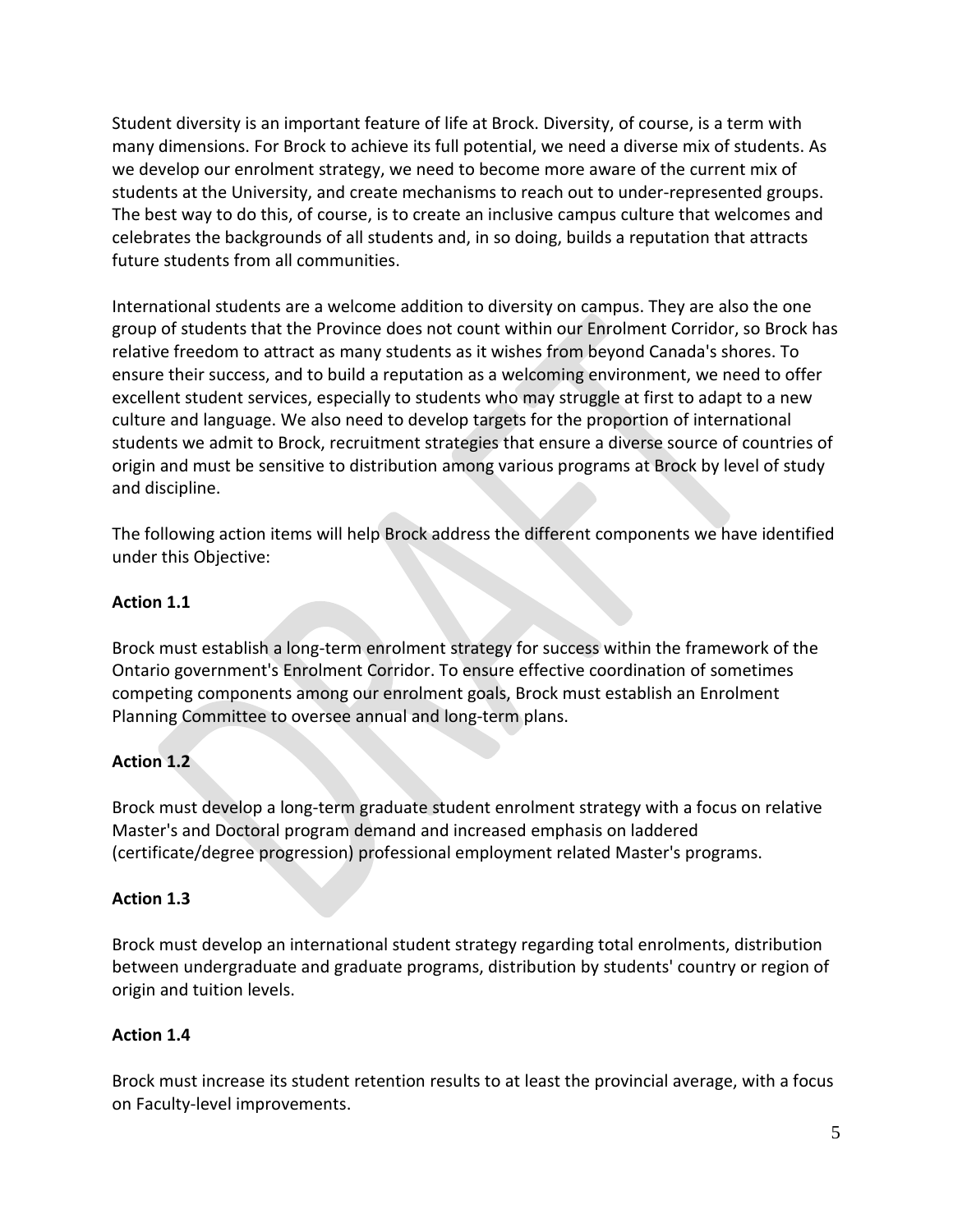Student diversity is an important feature of life at Brock. Diversity, of course, is a term with many dimensions. For Brock to achieve its full potential, we need a diverse mix of students. As we develop our enrolment strategy, we need to become more aware of the current mix of students at the University, and create mechanisms to reach out to under-represented groups. The best way to do this, of course, is to create an inclusive campus culture that welcomes and celebrates the backgrounds of all students and, in so doing, builds a reputation that attracts future students from all communities.

International students are a welcome addition to diversity on campus. They are also the one group of students that the Province does not count within our Enrolment Corridor, so Brock has relative freedom to attract as many students as it wishes from beyond Canada's shores. To ensure their success, and to build a reputation as a welcoming environment, we need to offer excellent student services, especially to students who may struggle at first to adapt to a new culture and language. We also need to develop targets for the proportion of international students we admit to Brock, recruitment strategies that ensure a diverse source of countries of origin and must be sensitive to distribution among various programs at Brock by level of study and discipline.

The following action items will help Brock address the different components we have identified under this Objective:

**Action 1.1**

Brock must establish a long-term enrolment strategy for success within the framework of the Ontario government's Enrolment Corridor. To ensure effective coordination of sometimes competing components among our enrolment goals, Brock must establish an Enrolment Planning Committee to oversee annual and long-term plans.

**Action 1.2**

Brock must develop a long-term graduate student enrolment strategy with a focus on relative Master's and Doctoral program demand and increased emphasis on laddered (certificate/degree progression) professional employment related Master's programs.

**Action 1.3**

Brock must develop an international student strategy regarding total enrolments, distribution between undergraduate and graduate programs, distribution by students' country or region of origin and tuition levels.

**Action 1.4**

Brock must increase its student retention results to at least the provincial average, with a focus on Faculty-level improvements.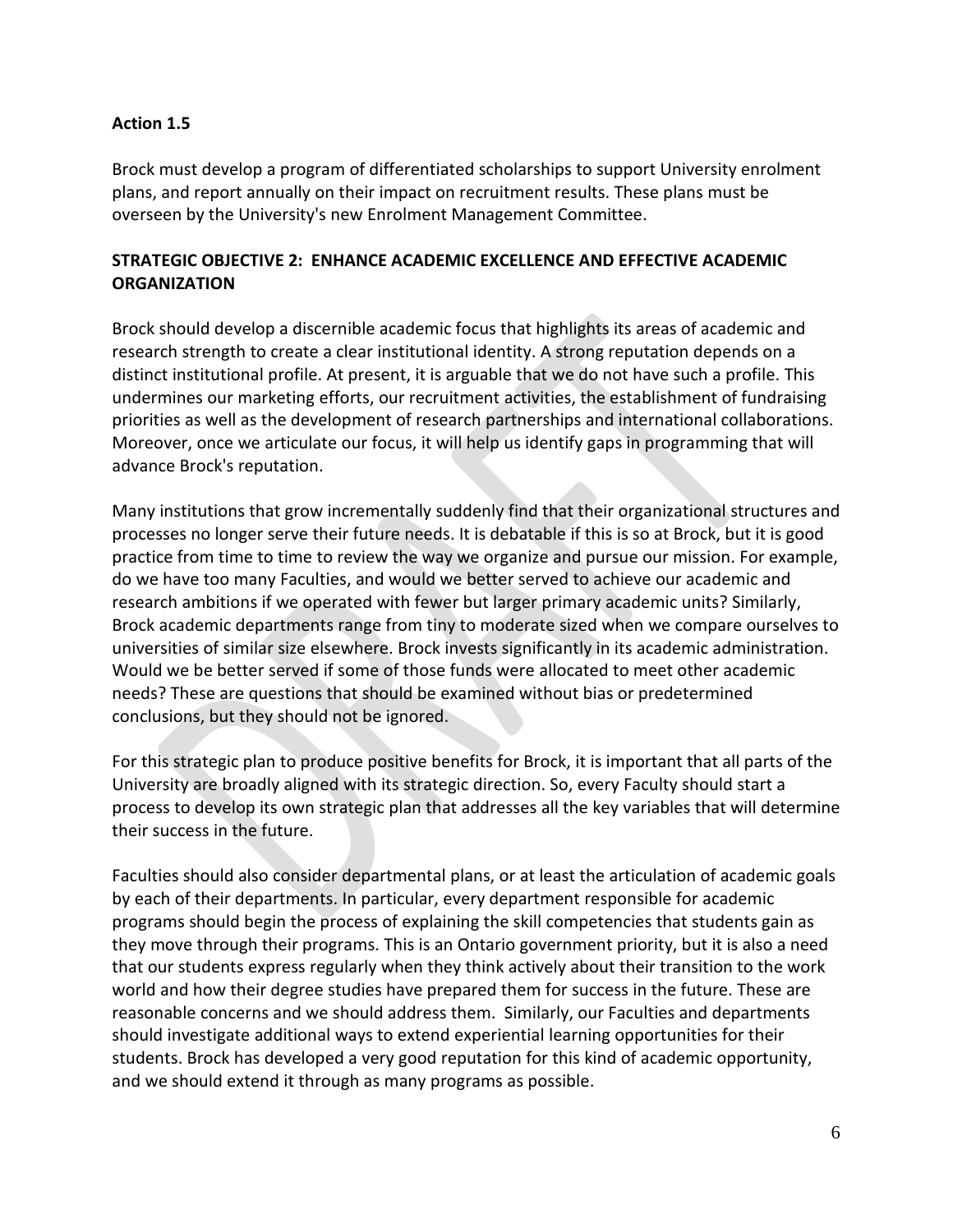**Action 1.5**

Brock must develop a program of differentiated scholarships to support University enrolment plans, and report annually on their impact on recruitment results. These plans must be overseen by the University's new Enrolment Management Committee.

## STRATEGIC OBJECTIVE 2: ENHANCE ACADEMIC EXCELLENCE AND EFFECTIVE ACADEMIC ORGANIZATION

Brock should develop a discernible academic focus that highlights its areas of academic and research strength to create a clear institutional identity. A strong reputation depends on a distinct institutional profile. At present, it is arguable that we do not have such a profile. This undermines our marketing efforts, our recruitment activities, the establishment of fundraising priorities as well as the development of research partnerships and international collaborations. Moreover, once we articulate our focus, it will help us identify gaps in programming that will advance Brock's reputation.

Many institutions that grow incrementally suddenly find that their organizational structures and processes no longer serve their future needs. It is debatable if this is so at Brock, but it is good practice from time to time to review the way we organize and pursue our mission. For example, do we have too many Faculties, and would we better served to achieve our academic and research ambitions if we operated with fewer but larger primary academic units? Similarly, Brock academic departments range from tiny to moderate sized when we compare ourselves to universities of similar size elsewhere. Brock invests significantly in its academic administration. Would we be better served if some of those funds were allocated to meet other academic needs? These are questions that should be examined without bias or predetermined conclusions, but they should not be ignored.

For this strategic plan to produce positive benefits for Brock, it is important that all parts of the University are broadly aligned with its strategic direction. So, every Faculty should start a process to develop its own strategic plan that addresses all the key variables that will determine their success in the future.

Faculties should also consider departmental plans, or at least the articulation of academic goals by each of their departments. In particular, every department responsible for academic programs should begin the process of explaining the skill competencies that students gain as they move through their programs. This is an Ontario government priority, but it is also a need that our students express regularly when they think actively about their transition to the work world and how their degree studies have prepared them for success in the future. These are reasonable concerns and we should address them. Similarly, our Faculties and departments should investigate additional ways to extend experiential learning opportunities for their students. Brock has developed a very good reputation for this kind of academic opportunity, and we should extend it through as many programs as possible.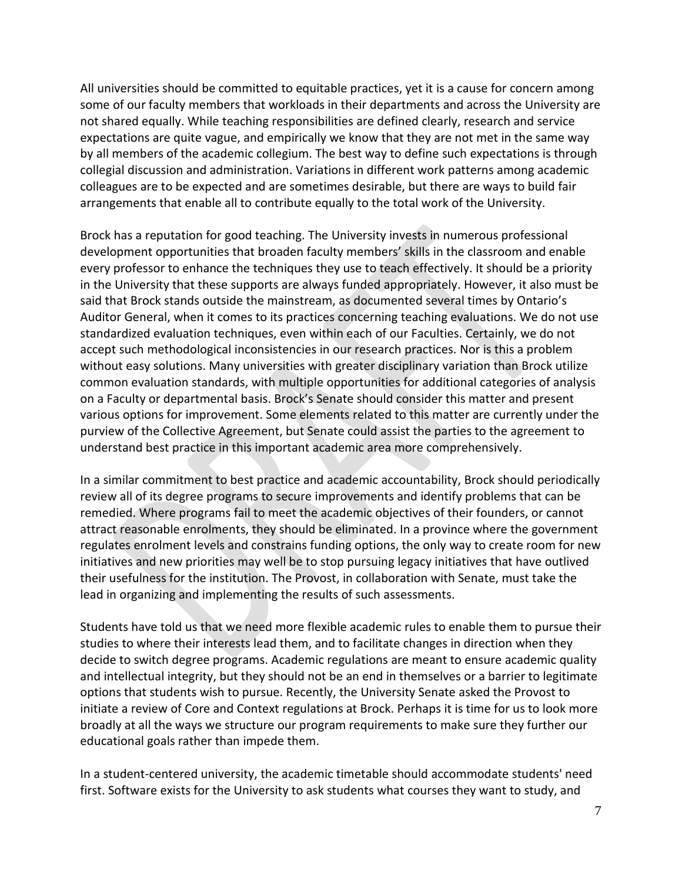All universities should be committed to equitable practices, yet it is a cause for concern among some of our faculty members that workloads in their departments and across the University are not shared equally. While teaching responsibilities are defined clearly, research and service expectations are quite vague, and empirically we know that they are not met in the same way by all members of the academic collegium. The best way to define such expectations is through collegial discussion and administration. Variations in different work patterns among academic colleagues are to be expected and are sometimes desirable, but there are ways to build fair arrangements that enable all to contribute equally to the total work of the University.

Brock has a reputation for good teaching. The University invests in numerous professional development opportunities that broaden faculty members' skills in the classroom and enable every professor to enhance the techniques they use to teach effectively. It should be a priority in the University that these supports are always funded appropriately. However, it also must be said that Brock stands outside the mainstream, as documented several times by Ontario's Auditor General, when it comes to its practices concerning teaching evaluations. We do not use standardized evaluation techniques, even within each of our Faculties. Certainly, we do not accept such methodological inconsistencies in our research practices. Nor is this a problem without easy solutions. Many universities with greater disciplinary variation than Brock utilize common evaluation standards, with multiple opportunities for additional categories of analysis on a Faculty or departmental basis. Brock's Senate should consider this matter and present various options for improvement. Some elements related to this matter are currently under the purview of the Collective Agreement, but Senate could assist the parties to the agreement to understand best practice in this important academic area more comprehensively.

In a similar commitment to best practice and academic accountability, Brock should periodically review all of its degree programs to secure improvements and identify problems that can be remedied. Where programs fail to meet the academic objectives of their founders, or cannot attract reasonable enrolments, they should be eliminated. In a province where the government regulates enrolment levels and constrains funding options, the only way to create room for new initiatives and new priorities may well be to stop pursuing legacy initiatives that have outlived their usefulness for the institution. The Provost, in collaboration with Senate, must take the lead in organizing and implementing the results of such assessments.

Students have told us that we need more flexible academic rules to enable them to pursue their studies to where their interests lead them, and to facilitate changes in direction when they decide to switch degree programs. Academic regulations are meant to ensure academic quality and intellectual integrity, but they should not be an end in themselves or a barrier to legitimate options that students wish to pursue. Recently, the University Senate asked the Provost to initiate a review of Core and Context regulations at Brock. Perhaps it is time for us to look more broadly at all the ways we structure our program requirements to make sure they further our educational goals rather than impede them.

In a student-centered university, the academic timetable should accommodate students' need first. Software exists for the University to ask students what courses they want to study, and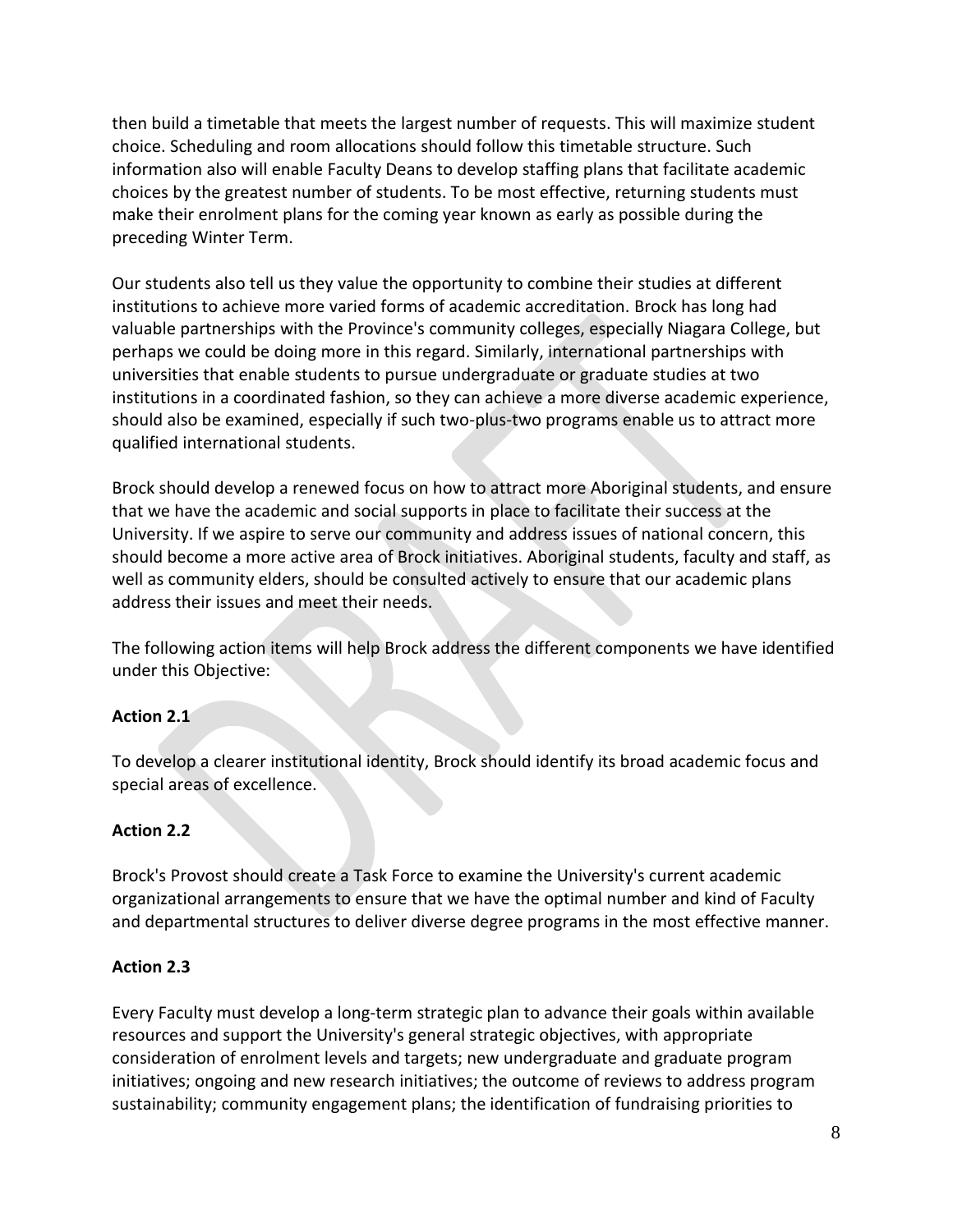then build a timetable that meets the largest number of requests. This will maximize student choice. Scheduling and room allocations should follow this timetable structure. Such information also will enable Faculty Deans to develop staffing plans that facilitate academic choices by the greatest number of students. To be most effective, returning students must make their enrolment plans for the coming year known as early as possible during the preceding Winter Term.

Our students also tell us they value the opportunity to combine their studies at different institutions to achieve more varied forms of academic accreditation. Brock has long had valuable partnerships with the Province's community colleges, especially Niagara College, but perhaps we could be doing more in this regard. Similarly, international partnerships with universities that enable students to pursue undergraduate or graduate studies at two institutions in a coordinated fashion, so they can achieve a more diverse academic experience, should also be examined, especially if such two-plus-two programs enable us to attract more qualified international students.

Brock should develop a renewed focus on how to attract more Aboriginal students, and ensure that we have the academic and social supports in place to facilitate their success at the University. If we aspire to serve our community and address issues of national concern, this should become a more active area of Brock initiatives. Aboriginal students, faculty and staff, as well as community elders, should be consulted actively to ensure that our academic plans address their issues and meet their needs.

The following action items will help Brock address the different components we have identified under this Objective:

**Action 2.1**

To develop a clearer institutional identity, Brock should identify its broad academic focus and special areas of excellence.

**Action 2.2**

Brock's Provost should create a Task Force to examine the University's current academic organizational arrangements to ensure that we have the optimal number and kind of Faculty and departmental structures to deliver diverse degree programs in the most effective manner.

**Action 2.3**

Every Faculty must develop a long-term strategic plan to advance their goals within available resources and support the University's general strategic objectives, with appropriate consideration of enrolment levels and targets; new undergraduate and graduate program initiatives; ongoing and new research initiatives; the outcome of reviews to address program sustainability; community engagement plans; the identification of fundraising priorities to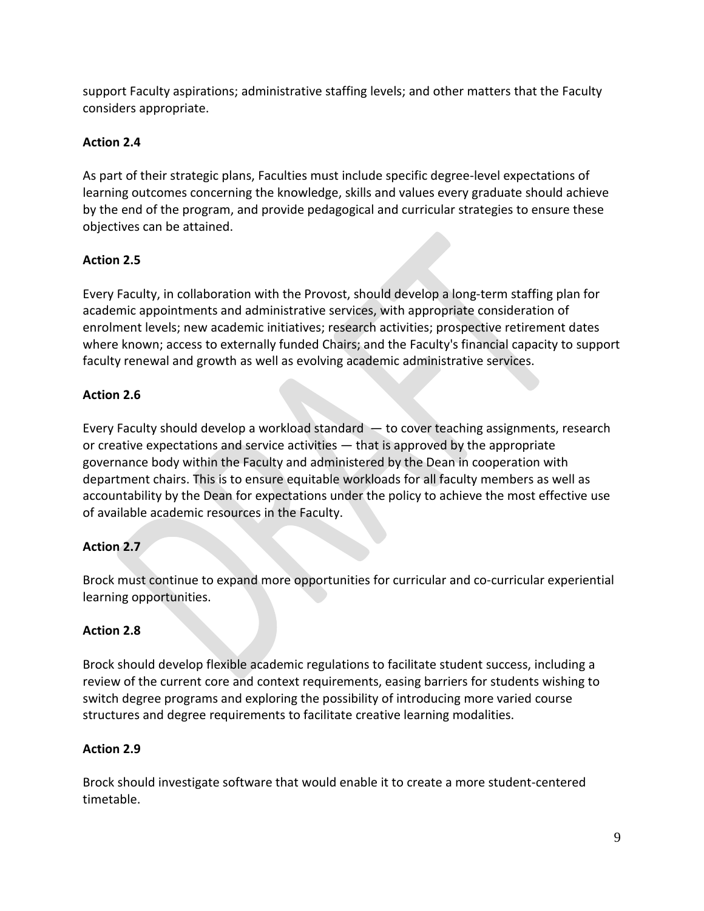support Faculty aspirations; administrative staffing levels; and other matters that the Faculty considers appropriate.

**Action 2.4**

As part of their strategic plans, Faculties must include specific degree-level expectations of learning outcomes concerning the knowledge, skills and values every graduate should achieve by the end of the program, and provide pedagogical and curricular strategies to ensure these objectives can be attained.

**Action 2.5**

Every Faculty, in collaboration with the Provost, should develop a long-term staffing plan for academic appointments and administrative services, with appropriate consideration of enrolment levels; new academic initiatives; research activities; prospective retirement dates where known; access to externally funded Chairs; and the Faculty's financial capacity to support faculty renewal and growth as well as evolving academic administrative services.

**Action 2.6**

Every Faculty should develop a workload standard — to cover teaching assignments, research or creative expectations and service activities — that is approved by the appropriate governance body within the Faculty and administered by the Dean in cooperation with department chairs. This is to ensure equitable workloads for all faculty members as well as accountability by the Dean for expectations under the policy to achieve the most effective use of available academic resources in the Faculty.

**Action 2.7**

Brock must continue to expand more opportunities for curricular and co-curricular experiential learning opportunities.

**Action 2.8**

Brock should develop flexible academic regulations to facilitate student success, including a review of the current core and context requirements, easing barriers for students wishing to switch degree programs and exploring the possibility of introducing more varied course structures and degree requirements to facilitate creative learning modalities.

**Action 2.9**

Brock should investigate software that would enable it to create a more student-centered timetable.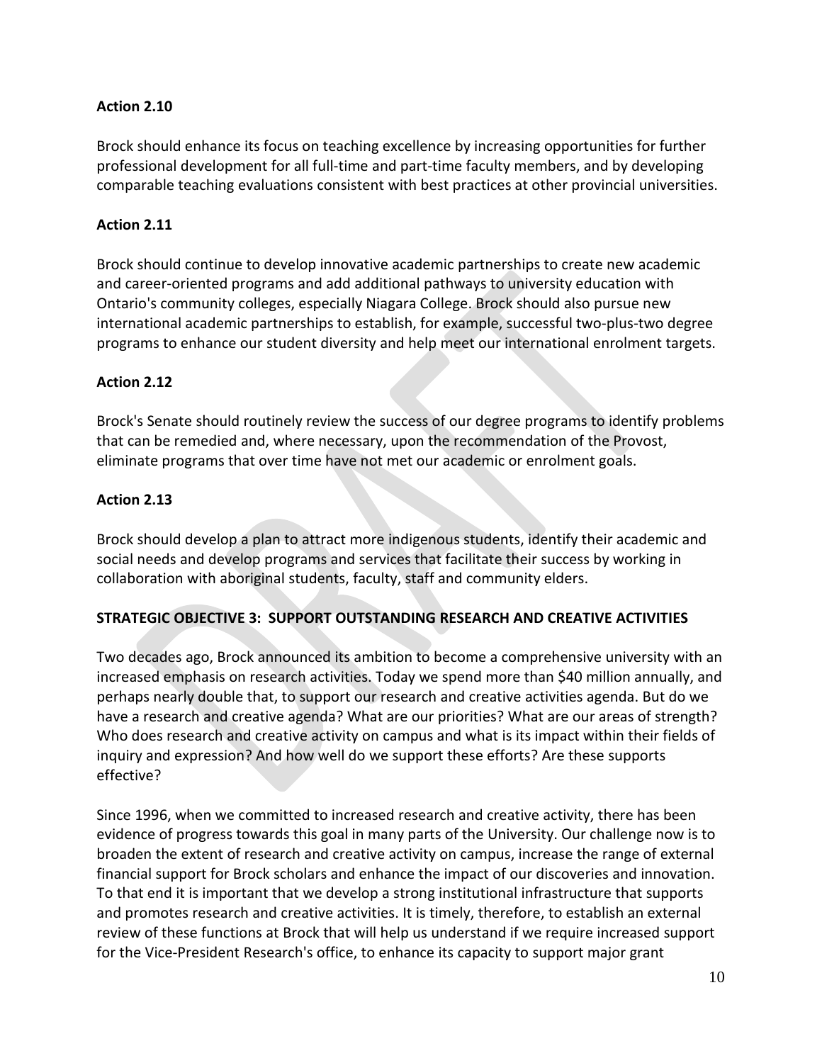### Action 2.10

Brock should enhance its focus on teaching excellence by increasing opportunities for further professional development for all full-time and part-time faculty members, and by developing comparable teaching evaluations consistent with best practices at other provincial universities.

### Action 2.11

Brock should continue to develop innovative academic partnerships to create new academic and career-oriented programs and add additional pathways to university education with Ontario's community colleges, especially Niagara College. Brock should also pursue new international academic partnerships to establish, for example, successful two-plus-two degree programs to enhance our student diversity and help meet our international enrolment targets.

### Action 2.12

Brock's Senate should routinely review the success of our degree programs to identify problems that can be remedied and, where necessary, upon the recommendation of the Provost, eliminate programs that over time have not met our academic or enrolment goals.

### Action 2.13

Brock should develop a plan to attract more indigenous students, identify their academic and social needs and develop programs and services that facilitate their success by working in collaboration with aboriginal students, faculty, staff and community elders.

## STRATEGIC OBJECTIVE 3: SUPPORT OUTSTANDING RESEARCH AND CREATIVE ACTIVITIES

Two decades ago, Brock announced its ambition to become a comprehensive university with an increased emphasis on research activities. Today we spend more than $40 million annually, and perhaps nearly double that, to support our research and creative activities agenda. But do we have a research and creative agenda? What are our priorities? What are our areas of strength? Who does research and creative activity on campus and what is its impact within their fields of inquiry and expression? And how well do we support these efforts? Are these supports effective?

Since 1996, when we committed to increased research and creative activity, there has been evidence of progress towards this goal in many parts of the University. Our challenge now is to broaden the extent of research and creative activity on campus, increase the range of external financial support for Brock scholars and enhance the impact of our discoveries and innovation. To that end it is important that we develop a strong institutional infrastructure that supports and promotes research and creative activities. It is timely, therefore, to establish an external review of these functions at Brock that will help us understand if we require increased support for the Vice-President Research's office, to enhance its capacity to support major grant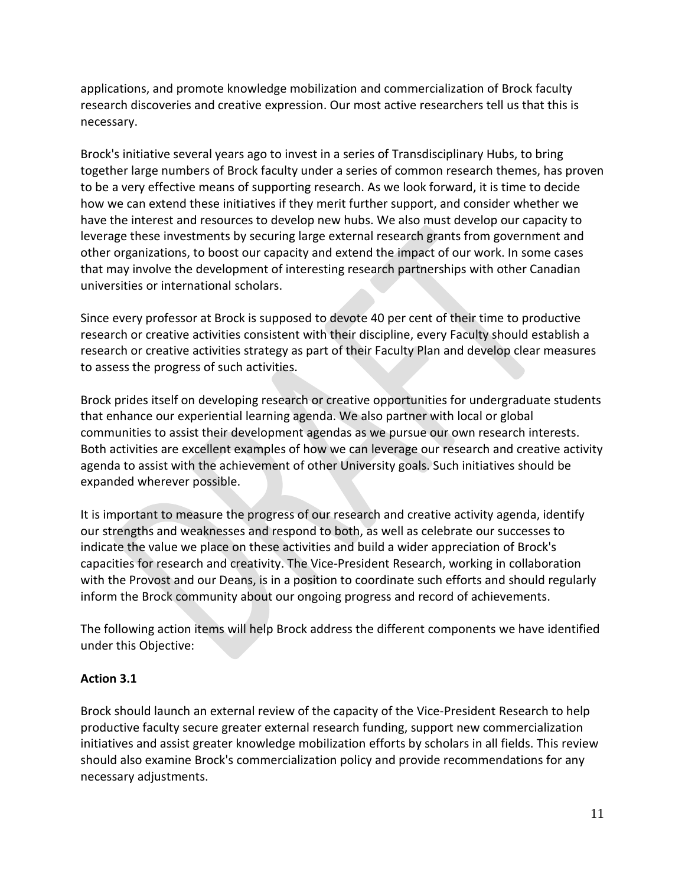applications, and promote knowledge mobilization and commercialization of Brock faculty research discoveries and creative expression. Our most active researchers tell us that this is necessary.

Brock's initiative several years ago to invest in a series of Transdisciplinary Hubs, to bring together large numbers of Brock faculty under a series of common research themes, has proven to be a very effective means of supporting research. As we look forward, it is time to decide how we can extend these initiatives if they merit further support, and consider whether we have the interest and resources to develop new hubs. We also must develop our capacity to leverage these investments by securing large external research grants from government and other organizations, to boost our capacity and extend the impact of our work. In some cases that may involve the development of interesting research partnerships with other Canadian universities or international scholars.

Since every professor at Brock is supposed to devote 40 per cent of their time to productive research or creative activities consistent with their discipline, every Faculty should establish a research or creative activities strategy as part of their Faculty Plan and develop clear measures to assess the progress of such activities.

Brock prides itself on developing research or creative opportunities for undergraduate students that enhance our experiential learning agenda. We also partner with local or global communities to assist their development agendas as we pursue our own research interests. Both activities are excellent examples of how we can leverage our research and creative activity agenda to assist with the achievement of other University goals. Such initiatives should be expanded wherever possible.

It is important to measure the progress of our research and creative activity agenda, identify our strengths and weaknesses and respond to both, as well as celebrate our successes to indicate the value we place on these activities and build a wider appreciation of Brock's capacities for research and creativity. The Vice-President Research, working in collaboration with the Provost and our Deans, is in a position to coordinate such efforts and should regularly inform the Brock community about our ongoing progress and record of achievements.

The following action items will help Brock address the different components we have identified under this Objective:

**Action 3.1**

Brock should launch an external review of the capacity of the Vice-President Research to help productive faculty secure greater external research funding, support new commercialization initiatives and assist greater knowledge mobilization efforts by scholars in all fields. This review should also examine Brock's commercialization policy and provide recommendations for any necessary adjustments.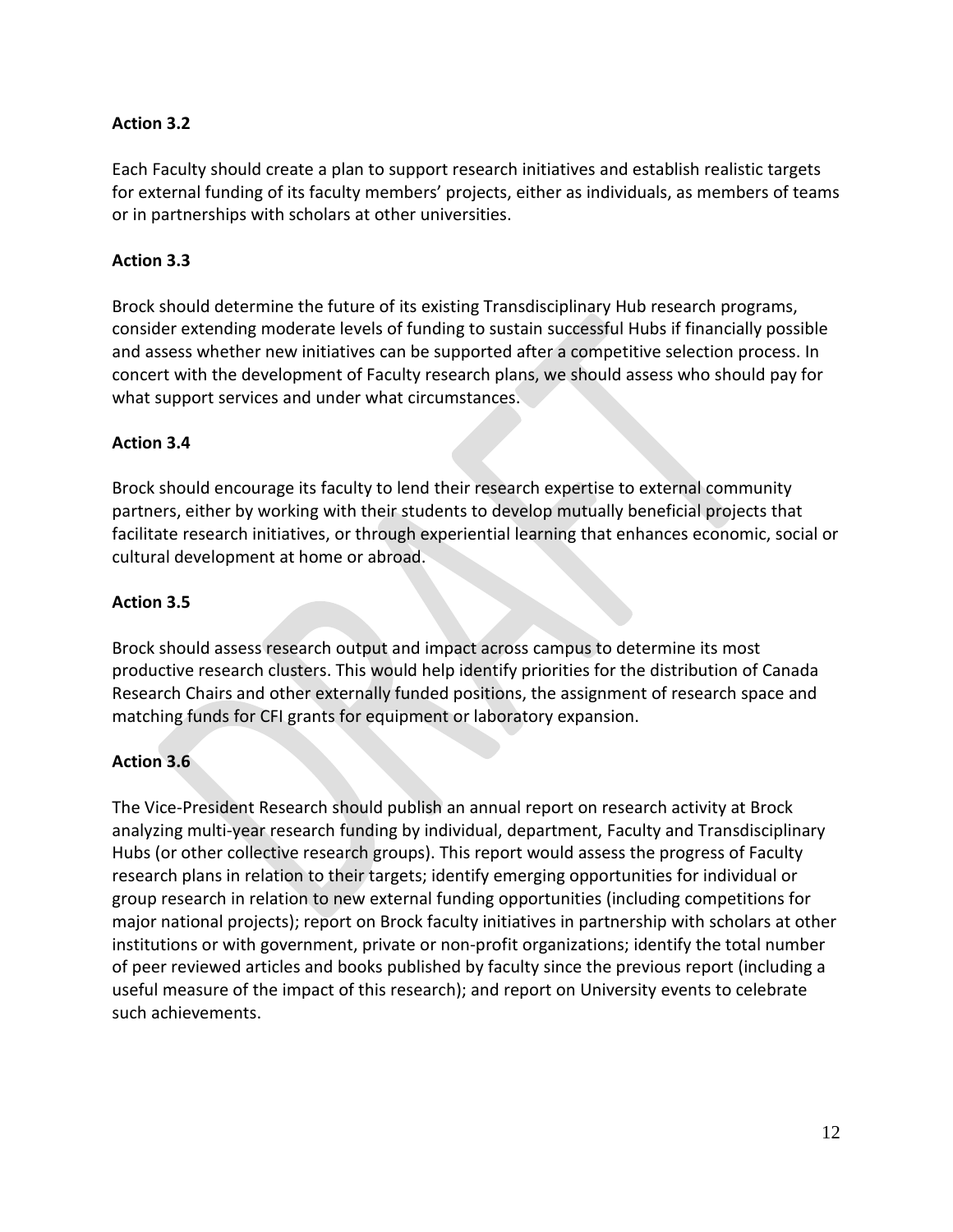**Action 3.2**

Each Faculty should create a plan to support research initiatives and establish realistic targets for external funding of its faculty members' projects, either as individuals, as members of teams or in partnerships with scholars at other universities.

**Action 3.3**

Brock should determine the future of its existing Transdisciplinary Hub research programs, consider extending moderate levels of funding to sustain successful Hubs if financially possible and assess whether new initiatives can be supported after a competitive selection process. In concert with the development of Faculty research plans, we should assess who should pay for what support services and under what circumstances.

**Action 3.4**

Brock should encourage its faculty to lend their research expertise to external community partners, either by working with their students to develop mutually beneficial projects that facilitate research initiatives, or through experiential learning that enhances economic, social or cultural development at home or abroad.

**Action 3.5**

Brock should assess research output and impact across campus to determine its most productive research clusters. This would help identify priorities for the distribution of Canada Research Chairs and other externally funded positions, the assignment of research space and matching funds for CFI grants for equipment or laboratory expansion.

**Action 3.6**

The Vice-President Research should publish an annual report on research activity at Brock analyzing multi-year research funding by individual, department, Faculty and Transdisciplinary Hubs (or other collective research groups). This report would assess the progress of Faculty research plans in relation to their targets; identify emerging opportunities for individual or group research in relation to new external funding opportunities (including competitions for major national projects); report on Brock faculty initiatives in partnership with scholars at other institutions or with government, private or non-profit organizations; identify the total number of peer reviewed articles and books published by faculty since the previous report (including a useful measure of the impact of this research); and report on University events to celebrate such achievements.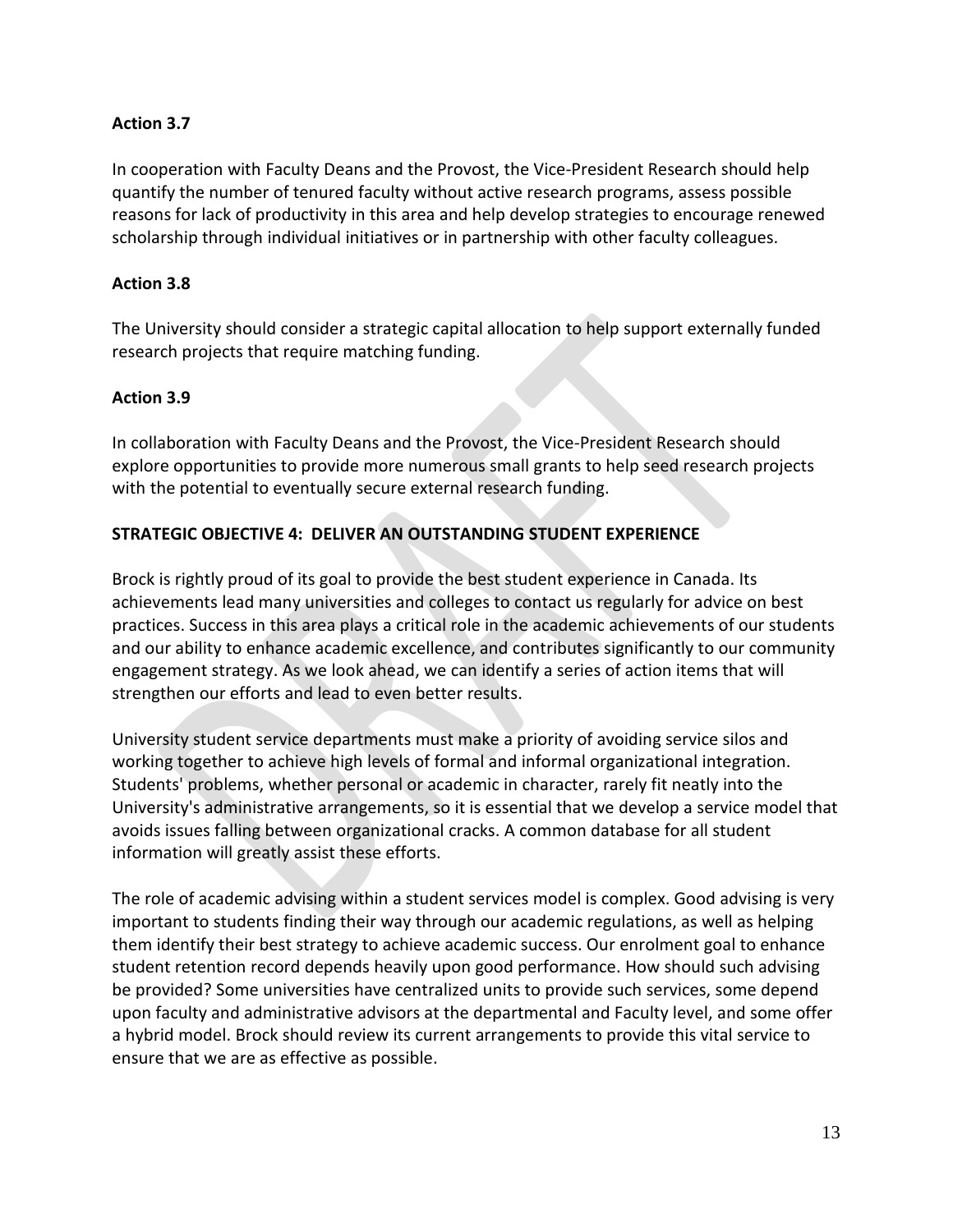**Action 3.7**

In cooperation with Faculty Deans and the Provost, the Vice-President Research should help quantify the number of tenured faculty without active research programs, assess possible reasons for lack of productivity in this area and help develop strategies to encourage renewed scholarship through individual initiatives or in partnership with other faculty colleagues.

**Action 3.8**

The University should consider a strategic capital allocation to help support externally funded research projects that require matching funding.

**Action 3.9**

In collaboration with Faculty Deans and the Provost, the Vice-President Research should explore opportunities to provide more numerous small grants to help seed research projects with the potential to eventually secure external research funding.

**STRATEGIC OBJECTIVE 4: DELIVER AN OUTSTANDING STUDENT EXPERIENCE**

Brock is rightly proud of its goal to provide the best student experience in Canada. Its achievements lead many universities and colleges to contact us regularly for advice on best practices. Success in this area plays a critical role in the academic achievements of our students and our ability to enhance academic excellence, and contributes significantly to our community engagement strategy. As we look ahead, we can identify a series of action items that will strengthen our efforts and lead to even better results.

University student service departments must make a priority of avoiding service silos and working together to achieve high levels of formal and informal organizational integration. Students' problems, whether personal or academic in character, rarely fit neatly into the University's administrative arrangements, so it is essential that we develop a service model that avoids issues falling between organizational cracks. A common database for all student information will greatly assist these efforts.

The role of academic advising within a student services model is complex. Good advising is very important to students finding their way through our academic regulations, as well as helping them identify their best strategy to achieve academic success. Our enrolment goal to enhance student retention record depends heavily upon good performance. How should such advising be provided? Some universities have centralized units to provide such services, some depend upon faculty and administrative advisors at the departmental and Faculty level, and some offer a hybrid model. Brock should review its current arrangements to provide this vital service to ensure that we are as effective as possible.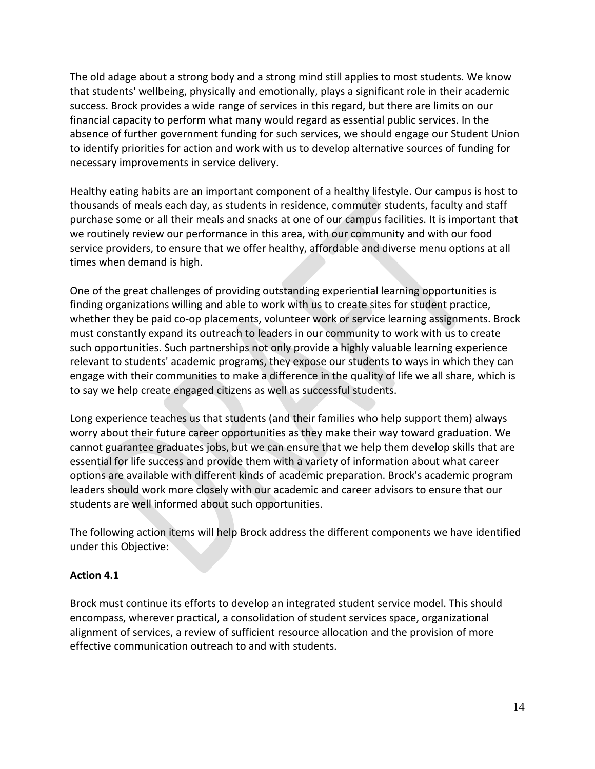The old adage about a strong body and a strong mind still applies to most students. We know that students' wellbeing, physically and emotionally, plays a significant role in their academic success. Brock provides a wide range of services in this regard, but there are limits on our financial capacity to perform what many would regard as essential public services. In the absence of further government funding for such services, we should engage our Student Union to identify priorities for action and work with us to develop alternative sources of funding for necessary improvements in service delivery.

Healthy eating habits are an important component of a healthy lifestyle. Our campus is host to thousands of meals each day, as students in residence, commuter students, faculty and staff purchase some or all their meals and snacks at one of our campus facilities. It is important that we routinely review our performance in this area, with our community and with our food service providers, to ensure that we offer healthy, affordable and diverse menu options at all times when demand is high.

One of the great challenges of providing outstanding experiential learning opportunities is finding organizations willing and able to work with us to create sites for student practice, whether they be paid co-op placements, volunteer work or service learning assignments. Brock must constantly expand its outreach to leaders in our community to work with us to create such opportunities. Such partnerships not only provide a highly valuable learning experience relevant to students' academic programs, they expose our students to ways in which they can engage with their communities to make a difference in the quality of life we all share, which is to say we help create engaged citizens as well as successful students.

Long experience teaches us that students (and their families who help support them) always worry about their future career opportunities as they make their way toward graduation. We cannot guarantee graduates jobs, but we can ensure that we help them develop skills that are essential for life success and provide them with a variety of information about what career options are available with different kinds of academic preparation. Brock's academic program leaders should work more closely with our academic and career advisors to ensure that our students are well informed about such opportunities.

The following action items will help Brock address the different components we have identified under this Objective:

**Action 4.1**

Brock must continue its efforts to develop an integrated student service model. This should encompass, wherever practical, a consolidation of student services space, organizational alignment of services, a review of sufficient resource allocation and the provision of more effective communication outreach to and with students.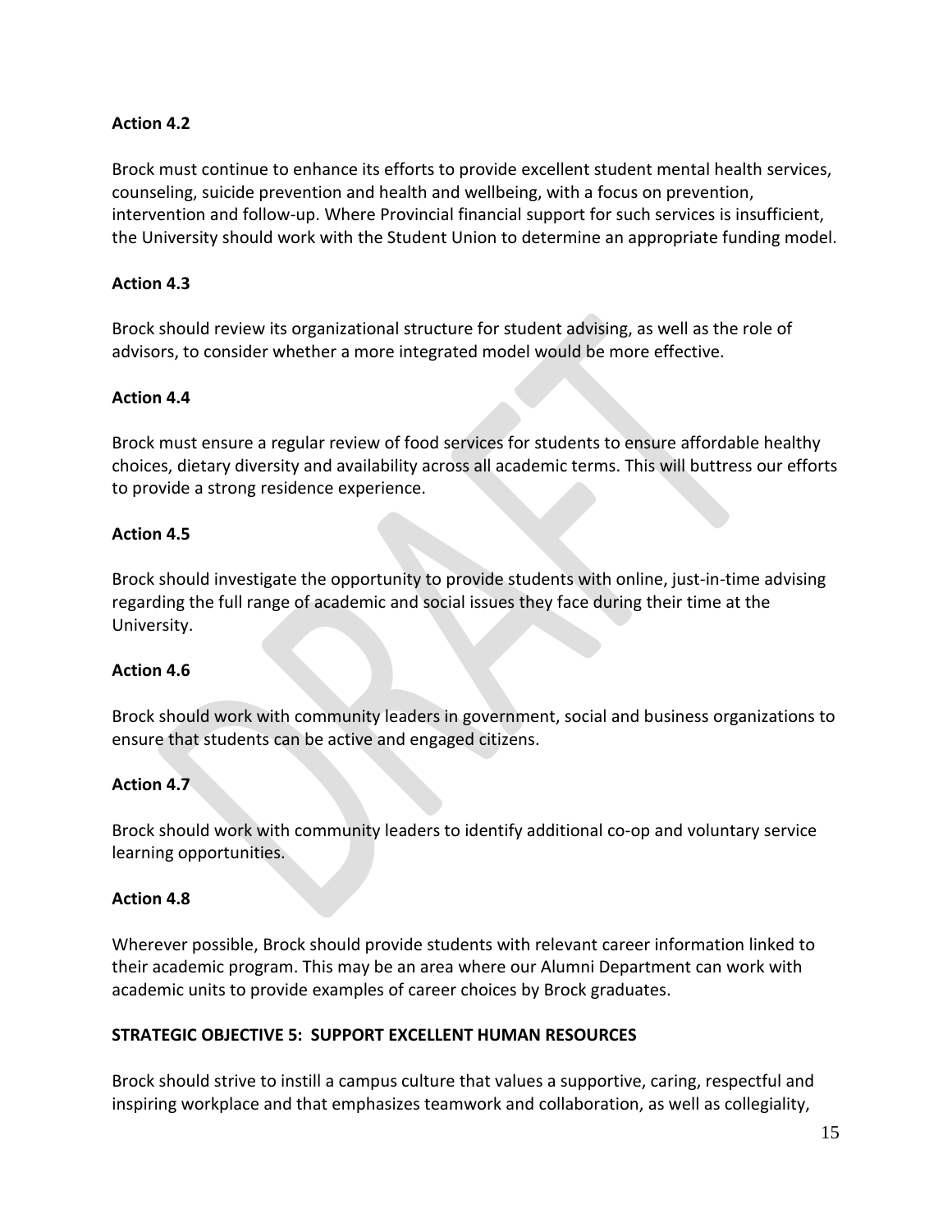**Action 4.2**

Brock must continue to enhance its efforts to provide excellent student mental health services, counseling, suicide prevention and health and wellbeing, with a focus on prevention, intervention and follow-up. Where Provincial financial support for such services is insufficient, the University should work with the Student Union to determine an appropriate funding model.

**Action 4.3**

Brock should review its organizational structure for student advising, as well as the role of advisors, to consider whether a more integrated model would be more effective.

**Action 4.4**

Brock must ensure a regular review of food services for students to ensure affordable healthy choices, dietary diversity and availability across all academic terms. This will buttress our efforts to provide a strong residence experience.

**Action 4.5**

Brock should investigate the opportunity to provide students with online, just-in-time advising regarding the full range of academic and social issues they face during their time at the University.

**Action 4.6**

Brock should work with community leaders in government, social and business organizations to ensure that students can be active and engaged citizens.

**Action 4.7**

Brock should work with community leaders to identify additional co-op and voluntary service learning opportunities.

**Action 4.8**

Wherever possible, Brock should provide students with relevant career information linked to their academic program. This may be an area where our Alumni Department can work with academic units to provide examples of career choices by Brock graduates.

**STRATEGIC OBJECTIVE 5: SUPPORT EXCELLENT HUMAN RESOURCES**

Brock should strive to instill a campus culture that values a supportive, caring, respectful and inspiring workplace and that emphasizes teamwork and collaboration, as well as collegiality,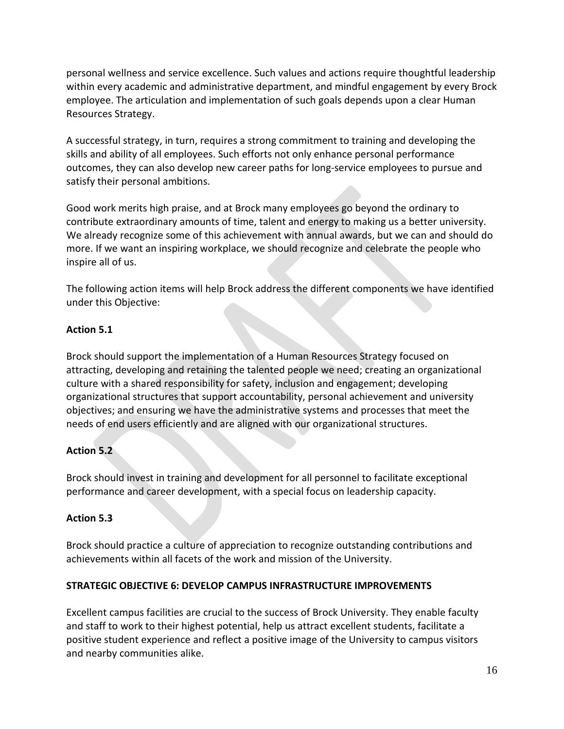personal wellness and service excellence. Such values and actions require thoughtful leadership within every academic and administrative department, and mindful engagement by every Brock employee. The articulation and implementation of such goals depends upon a clear Human Resources Strategy.

A successful strategy, in turn, requires a strong commitment to training and developing the skills and ability of all employees. Such efforts not only enhance personal performance outcomes, they can also develop new career paths for long-service employees to pursue and satisfy their personal ambitions.

Good work merits high praise, and at Brock many employees go beyond the ordinary to contribute extraordinary amounts of time, talent and energy to making us a better university. We already recognize some of this achievement with annual awards, but we can and should do more. If we want an inspiring workplace, we should recognize and celebrate the people who inspire all of us.

The following action items will help Brock address the different components we have identified under this Objective:

**Action 5.1**

Brock should support the implementation of a Human Resources Strategy focused on attracting, developing and retaining the talented people we need; creating an organizational culture with a shared responsibility for safety, inclusion and engagement; developing organizational structures that support accountability, personal achievement and university objectives; and ensuring we have the administrative systems and processes that meet the needs of end users efficiently and are aligned with our organizational structures.

**Action 5.2**

Brock should invest in training and development for all personnel to facilitate exceptional performance and career development, with a special focus on leadership capacity.

**Action 5.3**

Brock should practice a culture of appreciation to recognize outstanding contributions and achievements within all facets of the work and mission of the University.

**STRATEGIC OBJECTIVE 6: DEVELOP CAMPUS INFRASTRUCTURE IMPROVEMENTS**

Excellent campus facilities are crucial to the success of Brock University. They enable faculty and staff to work to their highest potential, help us attract excellent students, facilitate a positive student experience and reflect a positive image of the University to campus visitors and nearby communities alike.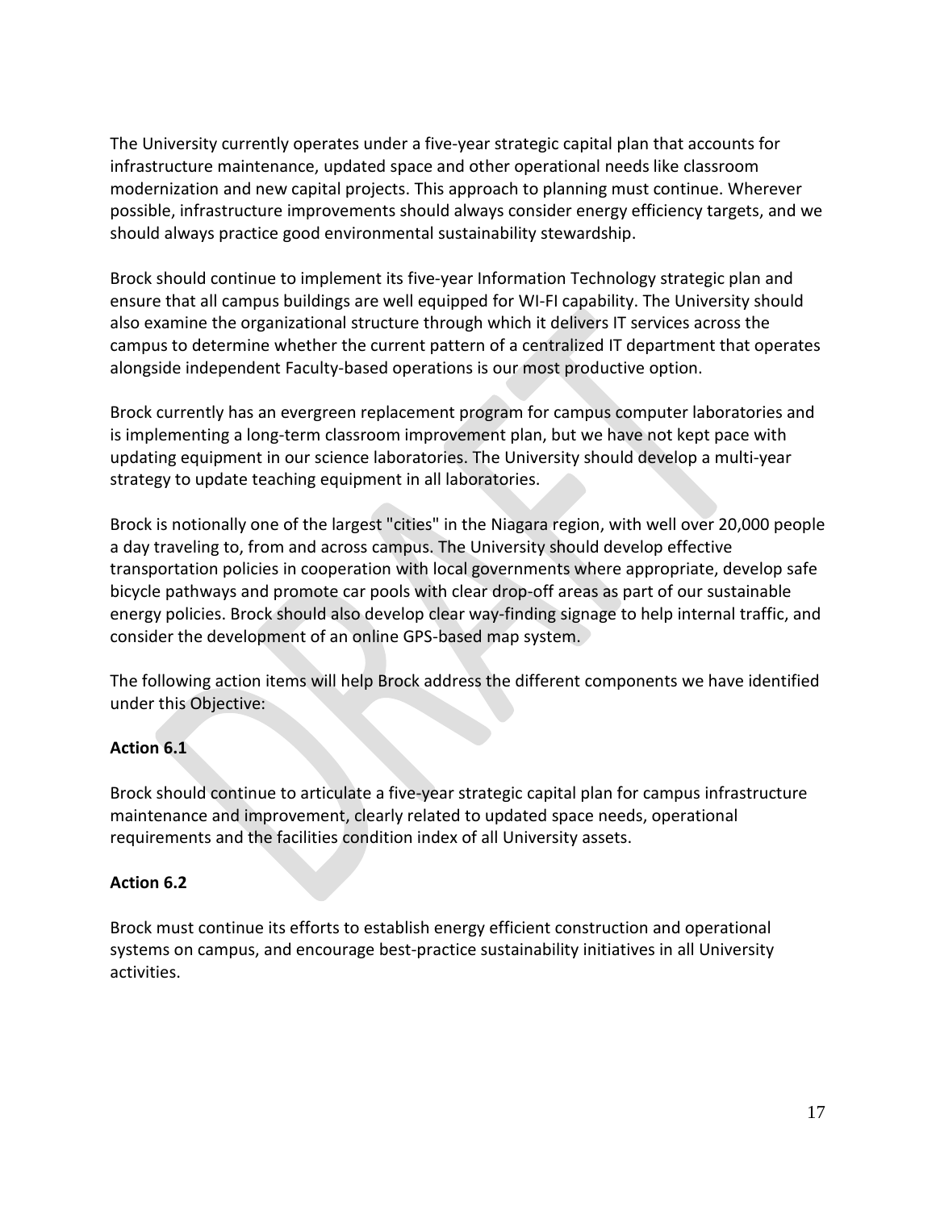The University currently operates under a five-year strategic capital plan that accounts for infrastructure maintenance, updated space and other operational needs like classroom modernization and new capital projects. This approach to planning must continue. Wherever possible, infrastructure improvements should always consider energy efficiency targets, and we should always practice good environmental sustainability stewardship.

Brock should continue to implement its five-year Information Technology strategic plan and ensure that all campus buildings are well equipped for WI-FI capability. The University should also examine the organizational structure through which it delivers IT services across the campus to determine whether the current pattern of a centralized IT department that operates alongside independent Faculty-based operations is our most productive option.

Brock currently has an evergreen replacement program for campus computer laboratories and is implementing a long-term classroom improvement plan, but we have not kept pace with updating equipment in our science laboratories. The University should develop a multi-year strategy to update teaching equipment in all laboratories.

Brock is notionally one of the largest "cities" in the Niagara region, with well over 20,000 people a day traveling to, from and across campus. The University should develop effective transportation policies in cooperation with local governments where appropriate, develop safe bicycle pathways and promote car pools with clear drop-off areas as part of our sustainable energy policies. Brock should also develop clear way-finding signage to help internal traffic, and consider the development of an online GPS-based map system.

The following action items will help Brock address the different components we have identified under this Objective:

**Action 6.1**

Brock should continue to articulate a five-year strategic capital plan for campus infrastructure maintenance and improvement, clearly related to updated space needs, operational requirements and the facilities condition index of all University assets.

**Action 6.2**

Brock must continue its efforts to establish energy efficient construction and operational systems on campus, and encourage best-practice sustainability initiatives in all University activities.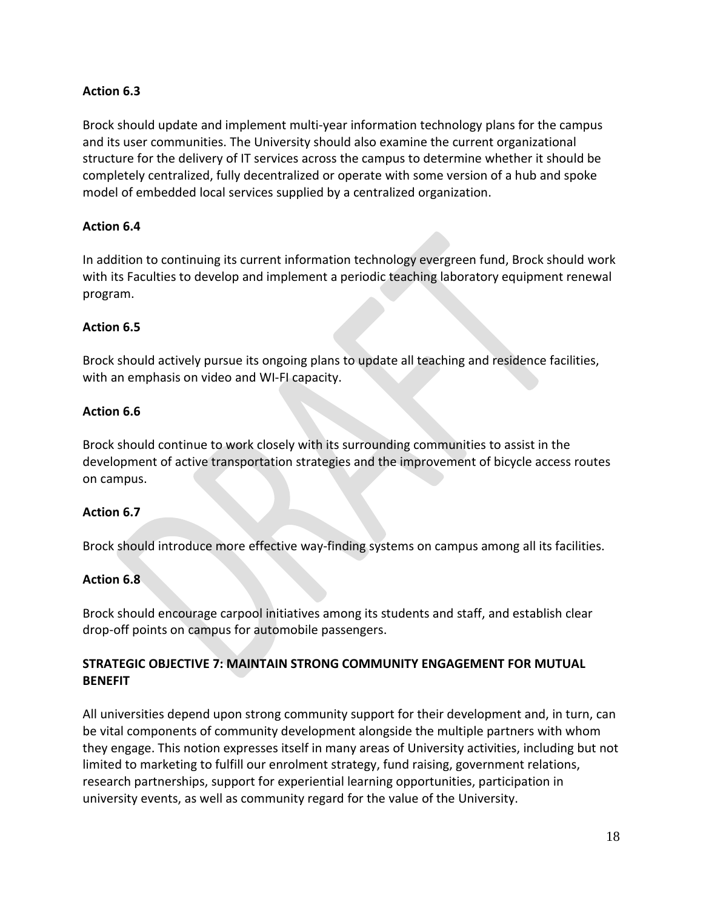**Action 6.3**

Brock should update and implement multi-year information technology plans for the campus and its user communities. The University should also examine the current organizational structure for the delivery of IT services across the campus to determine whether it should be completely centralized, fully decentralized or operate with some version of a hub and spoke model of embedded local services supplied by a centralized organization.

**Action 6.4**

In addition to continuing its current information technology evergreen fund, Brock should work with its Faculties to develop and implement a periodic teaching laboratory equipment renewal program.

**Action 6.5**

Brock should actively pursue its ongoing plans to update all teaching and residence facilities, with an emphasis on video and WI-FI capacity.

**Action 6.6**

Brock should continue to work closely with its surrounding communities to assist in the development of active transportation strategies and the improvement of bicycle access routes on campus.

**Action 6.7**

Brock should introduce more effective way-finding systems on campus among all its facilities.

**Action 6.8**

Brock should encourage carpool initiatives among its students and staff, and establish clear drop-off points on campus for automobile passengers.

## STRATEGIC OBJECTIVE 7: MAINTAIN STRONG COMMUNITY ENGAGEMENT FOR MUTUAL BENEFIT

All universities depend upon strong community support for their development and, in turn, can be vital components of community development alongside the multiple partners with whom they engage. This notion expresses itself in many areas of University activities, including but not limited to marketing to fulfill our enrolment strategy, fund raising, government relations, research partnerships, support for experiential learning opportunities, participation in university events, as well as community regard for the value of the University.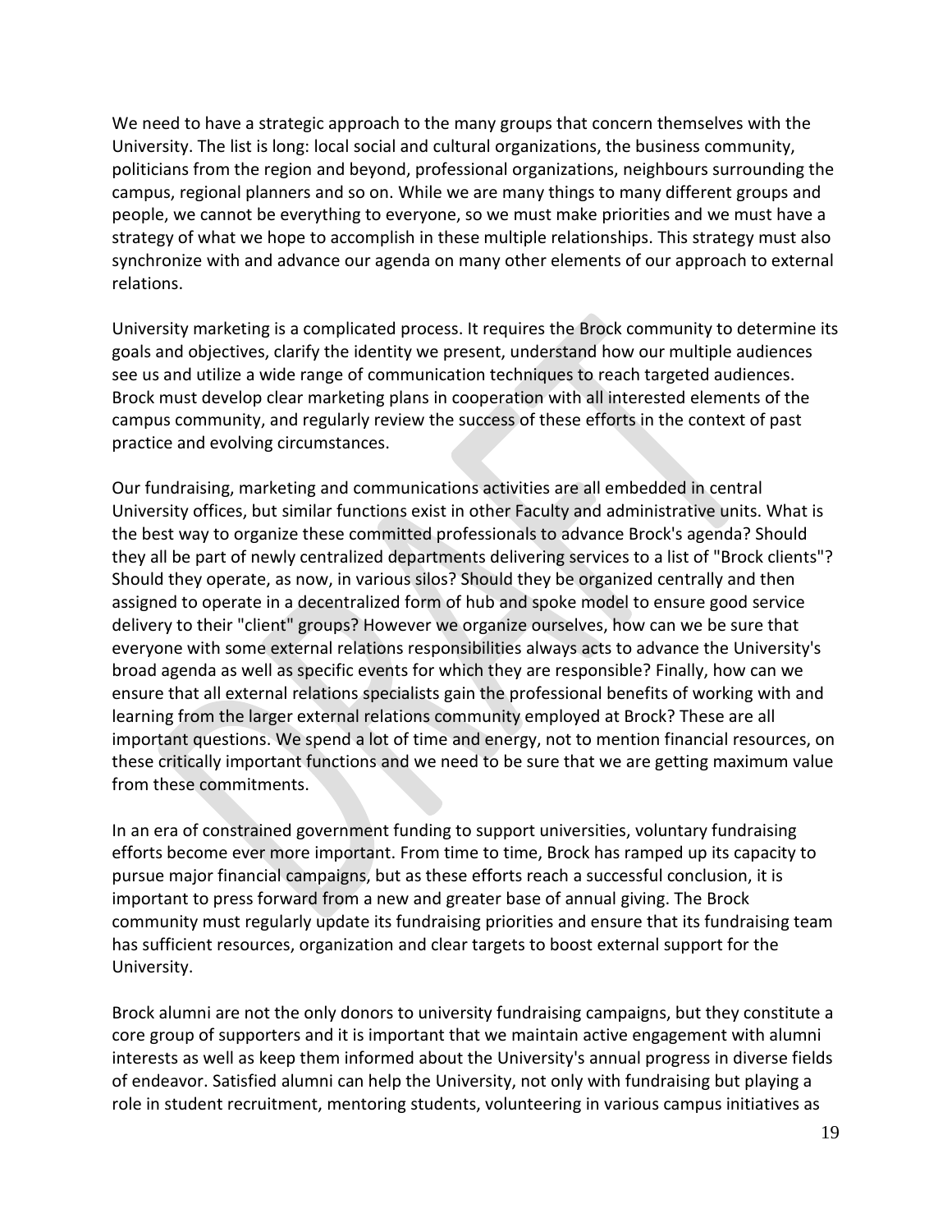We need to have a strategic approach to the many groups that concern themselves with the University. The list is long: local social and cultural organizations, the business community, politicians from the region and beyond, professional organizations, neighbours surrounding the campus, regional planners and so on. While we are many things to many different groups and people, we cannot be everything to everyone, so we must make priorities and we must have a strategy of what we hope to accomplish in these multiple relationships. This strategy must also synchronize with and advance our agenda on many other elements of our approach to external relations.

University marketing is a complicated process. It requires the Brock community to determine its goals and objectives, clarify the identity we present, understand how our multiple audiences see us and utilize a wide range of communication techniques to reach targeted audiences. Brock must develop clear marketing plans in cooperation with all interested elements of the campus community, and regularly review the success of these efforts in the context of past practice and evolving circumstances.

Our fundraising, marketing and communications activities are all embedded in central University offices, but similar functions exist in other Faculty and administrative units. What is the best way to organize these committed professionals to advance Brock's agenda? Should they all be part of newly centralized departments delivering services to a list of "Brock clients"? Should they operate, as now, in various silos? Should they be organized centrally and then assigned to operate in a decentralized form of hub and spoke model to ensure good service delivery to their "client" groups? However we organize ourselves, how can we be sure that everyone with some external relations responsibilities always acts to advance the University's broad agenda as well as specific events for which they are responsible? Finally, how can we ensure that all external relations specialists gain the professional benefits of working with and learning from the larger external relations community employed at Brock? These are all important questions. We spend a lot of time and energy, not to mention financial resources, on these critically important functions and we need to be sure that we are getting maximum value from these commitments.

In an era of constrained government funding to support universities, voluntary fundraising efforts become ever more important. From time to time, Brock has ramped up its capacity to pursue major financial campaigns, but as these efforts reach a successful conclusion, it is important to press forward from a new and greater base of annual giving. The Brock community must regularly update its fundraising priorities and ensure that its fundraising team has sufficient resources, organization and clear targets to boost external support for the University.

Brock alumni are not the only donors to university fundraising campaigns, but they constitute a core group of supporters and it is important that we maintain active engagement with alumni interests as well as keep them informed about the University's annual progress in diverse fields of endeavor. Satisfied alumni can help the University, not only with fundraising but playing a role in student recruitment, mentoring students, volunteering in various campus initiatives as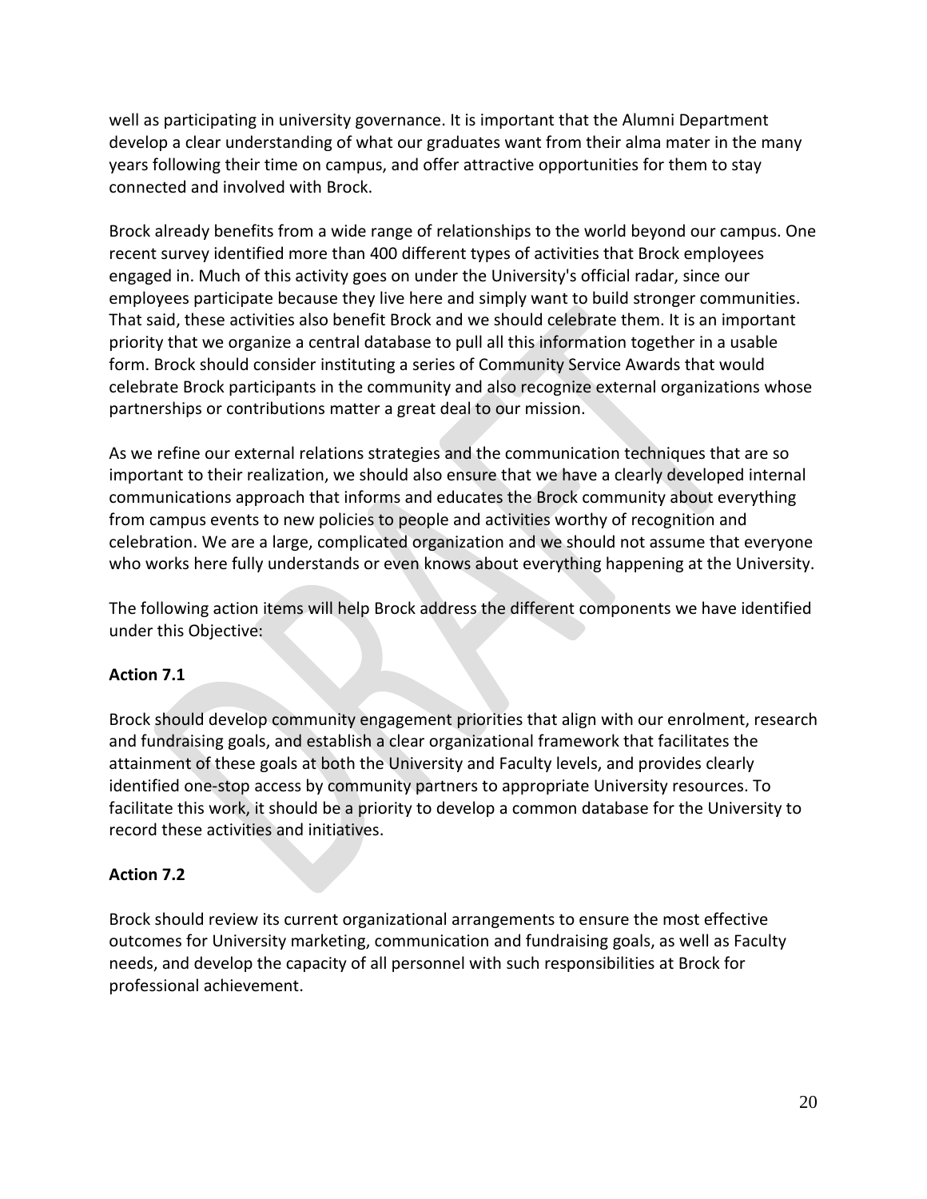well as participating in university governance. It is important that the Alumni Department develop a clear understanding of what our graduates want from their alma mater in the many years following their time on campus, and offer attractive opportunities for them to stay connected and involved with Brock.

Brock already benefits from a wide range of relationships to the world beyond our campus. One recent survey identified more than 400 different types of activities that Brock employees engaged in. Much of this activity goes on under the University's official radar, since our employees participate because they live here and simply want to build stronger communities. That said, these activities also benefit Brock and we should celebrate them. It is an important priority that we organize a central database to pull all this information together in a usable form. Brock should consider instituting a series of Community Service Awards that would celebrate Brock participants in the community and also recognize external organizations whose partnerships or contributions matter a great deal to our mission.

As we refine our external relations strategies and the communication techniques that are so important to their realization, we should also ensure that we have a clearly developed internal communications approach that informs and educates the Brock community about everything from campus events to new policies to people and activities worthy of recognition and celebration. We are a large, complicated organization and we should not assume that everyone who works here fully understands or even knows about everything happening at the University.

The following action items will help Brock address the different components we have identified under this Objective:

**Action 7.1**

Brock should develop community engagement priorities that align with our enrolment, research and fundraising goals, and establish a clear organizational framework that facilitates the attainment of these goals at both the University and Faculty levels, and provides clearly identified one-stop access by community partners to appropriate University resources. To facilitate this work, it should be a priority to develop a common database for the University to record these activities and initiatives.

**Action 7.2**

Brock should review its current organizational arrangements to ensure the most effective outcomes for University marketing, communication and fundraising goals, as well as Faculty needs, and develop the capacity of all personnel with such responsibilities at Brock for professional achievement.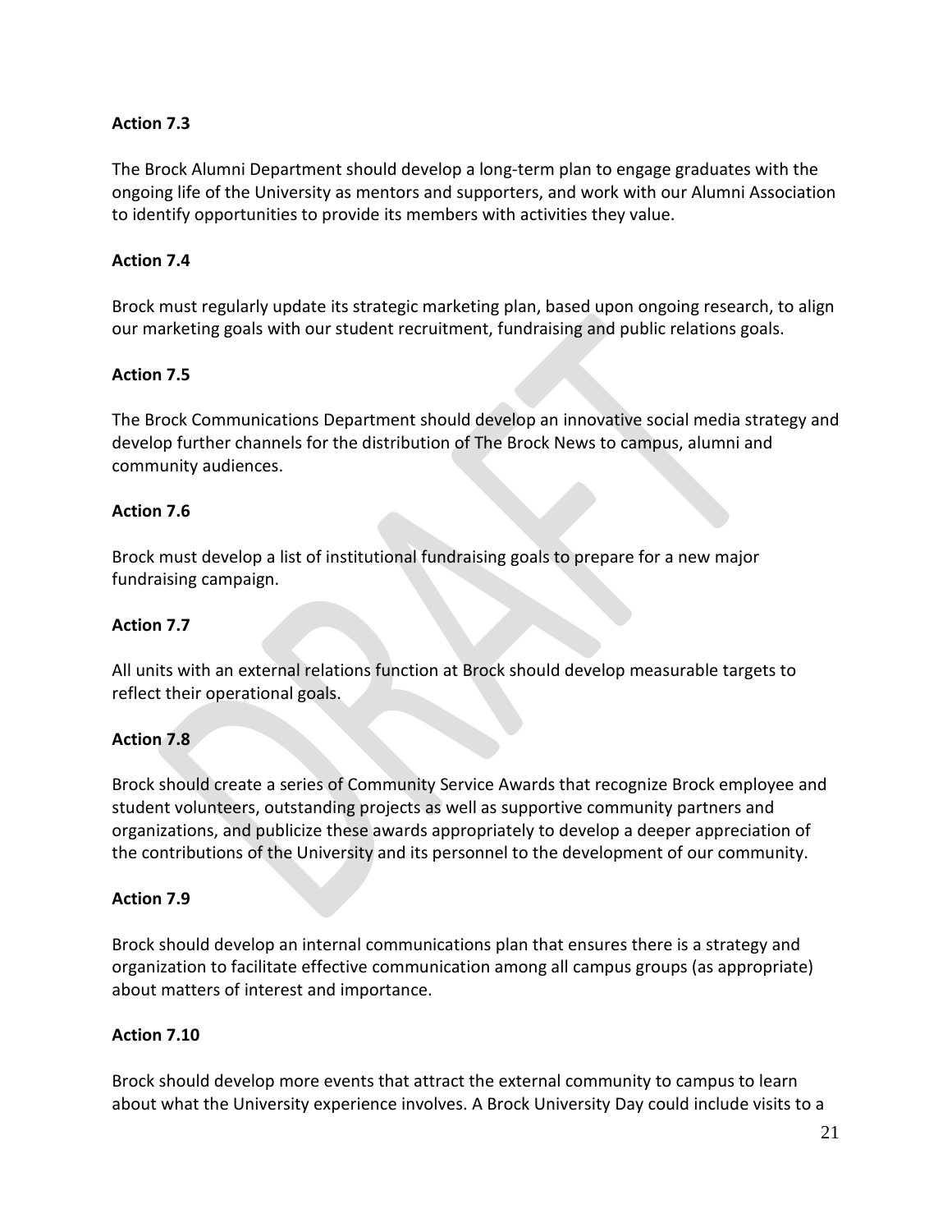**Action 7.3**

The Brock Alumni Department should develop a long-term plan to engage graduates with the ongoing life of the University as mentors and supporters, and work with our Alumni Association to identify opportunities to provide its members with activities they value.

**Action 7.4**

Brock must regularly update its strategic marketing plan, based upon ongoing research, to align our marketing goals with our student recruitment, fundraising and public relations goals.

**Action 7.5**

The Brock Communications Department should develop an innovative social media strategy and develop further channels for the distribution of The Brock News to campus, alumni and community audiences.

**Action 7.6**

Brock must develop a list of institutional fundraising goals to prepare for a new major fundraising campaign.

**Action 7.7**

All units with an external relations function at Brock should develop measurable targets to reflect their operational goals.

**Action 7.8**

Brock should create a series of Community Service Awards that recognize Brock employee and student volunteers, outstanding projects as well as supportive community partners and organizations, and publicize these awards appropriately to develop a deeper appreciation of the contributions of the University and its personnel to the development of our community.

**Action 7.9**

Brock should develop an internal communications plan that ensures there is a strategy and organization to facilitate effective communication among all campus groups (as appropriate) about matters of interest and importance.

**Action 7.10**

Brock should develop more events that attract the external community to campus to learn about what the University experience involves. A Brock University Day could include visits to a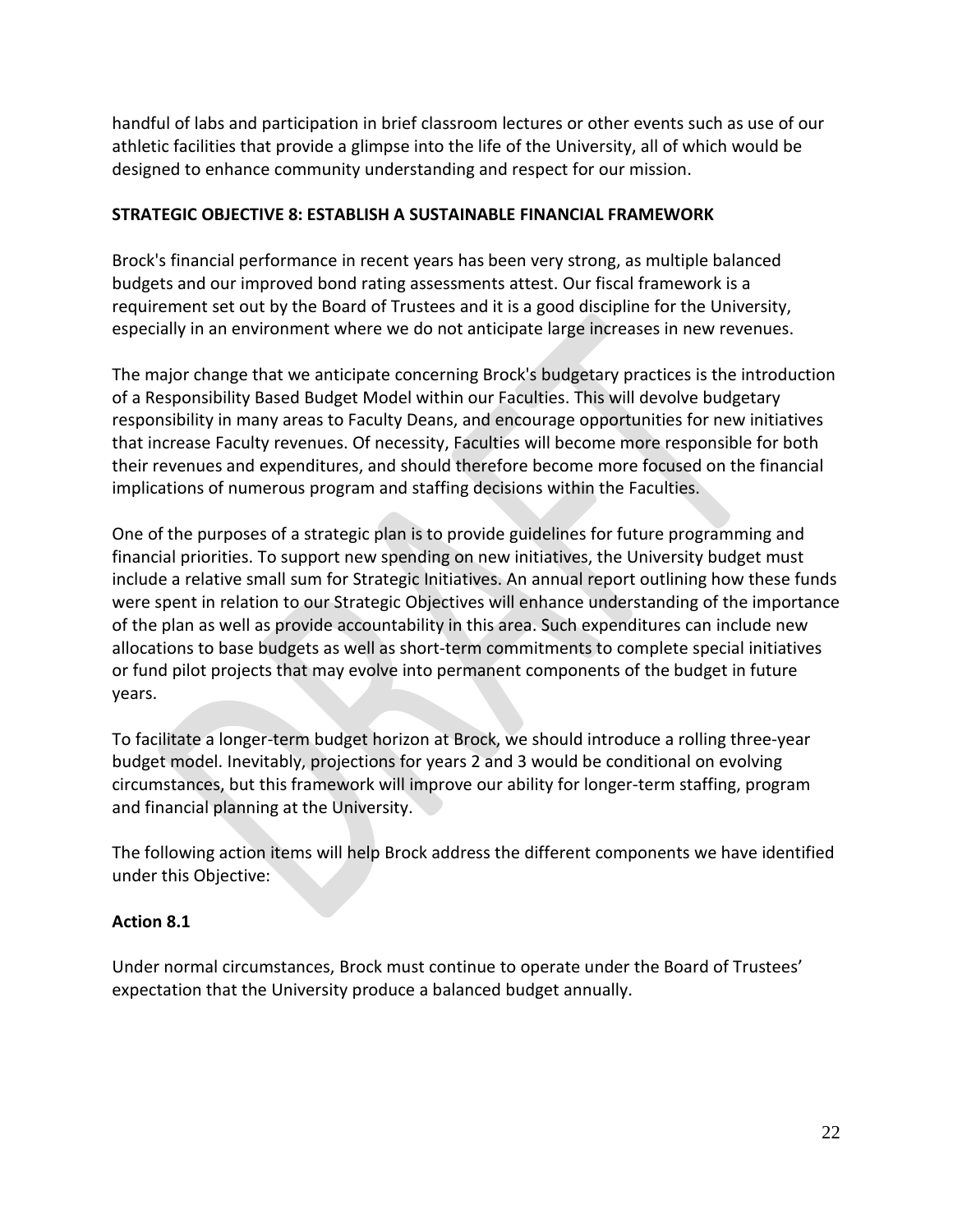handful of labs and participation in brief classroom lectures or other events such as use of our athletic facilities that provide a glimpse into the life of the University, all of which would be designed to enhance community understanding and respect for our mission.

**STRATEGIC OBJECTIVE 8: ESTABLISH A SUSTAINABLE FINANCIAL FRAMEWORK**

Brock's financial performance in recent years has been very strong, as multiple balanced budgets and our improved bond rating assessments attest. Our fiscal framework is a requirement set out by the Board of Trustees and it is a good discipline for the University, especially in an environment where we do not anticipate large increases in new revenues.

The major change that we anticipate concerning Brock's budgetary practices is the introduction of a Responsibility Based Budget Model within our Faculties. This will devolve budgetary responsibility in many areas to Faculty Deans, and encourage opportunities for new initiatives that increase Faculty revenues. Of necessity, Faculties will become more responsible for both their revenues and expenditures, and should therefore become more focused on the financial implications of numerous program and staffing decisions within the Faculties.

One of the purposes of a strategic plan is to provide guidelines for future programming and financial priorities. To support new spending on new initiatives, the University budget must include a relative small sum for Strategic Initiatives. An annual report outlining how these funds were spent in relation to our Strategic Objectives will enhance understanding of the importance of the plan as well as provide accountability in this area. Such expenditures can include new allocations to base budgets as well as short-term commitments to complete special initiatives or fund pilot projects that may evolve into permanent components of the budget in future years.

To facilitate a longer-term budget horizon at Brock, we should introduce a rolling three-year budget model. Inevitably, projections for years 2 and 3 would be conditional on evolving circumstances, but this framework will improve our ability for longer-term staffing, program and financial planning at the University.

The following action items will help Brock address the different components we have identified under this Objective:

**Action 8.1**

Under normal circumstances, Brock must continue to operate under the Board of Trustees' expectation that the University produce a balanced budget annually.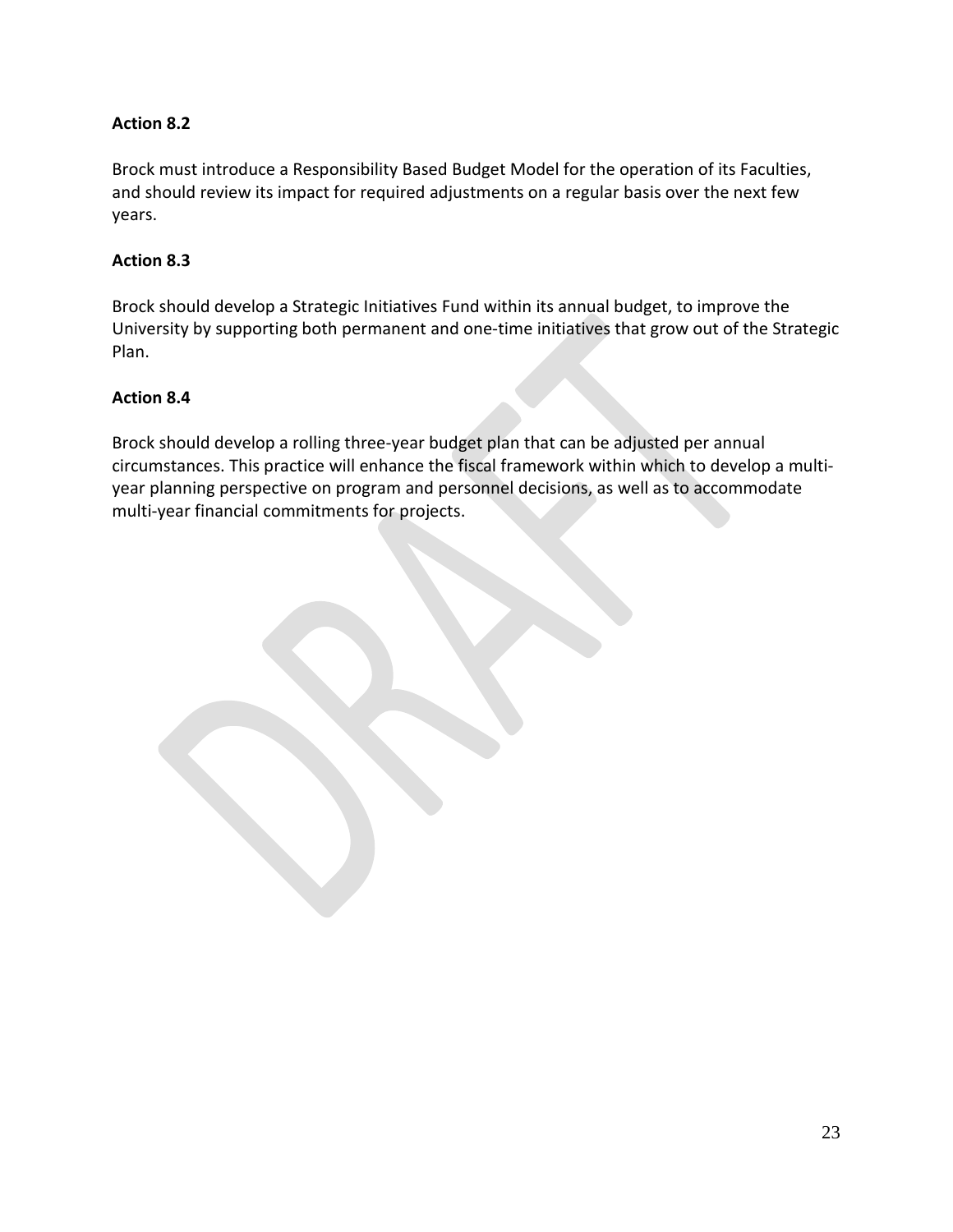**Action 8.2**

Brock must introduce a Responsibility Based Budget Model for the operation of its Faculties, and should review its impact for required adjustments on a regular basis over the next few years.

**Action 8.3**

Brock should develop a Strategic Initiatives Fund within its annual budget, to improve the University by supporting both permanent and one-time initiatives that grow out of the Strategic Plan.

**Action 8.4**

Brock should develop a rolling three-year budget plan that can be adjusted per annual circumstances. This practice will enhance the fiscal framework within which to develop a multi-year planning perspective on program and personnel decisions, as well as to accommodate multi-year financial commitments for projects.